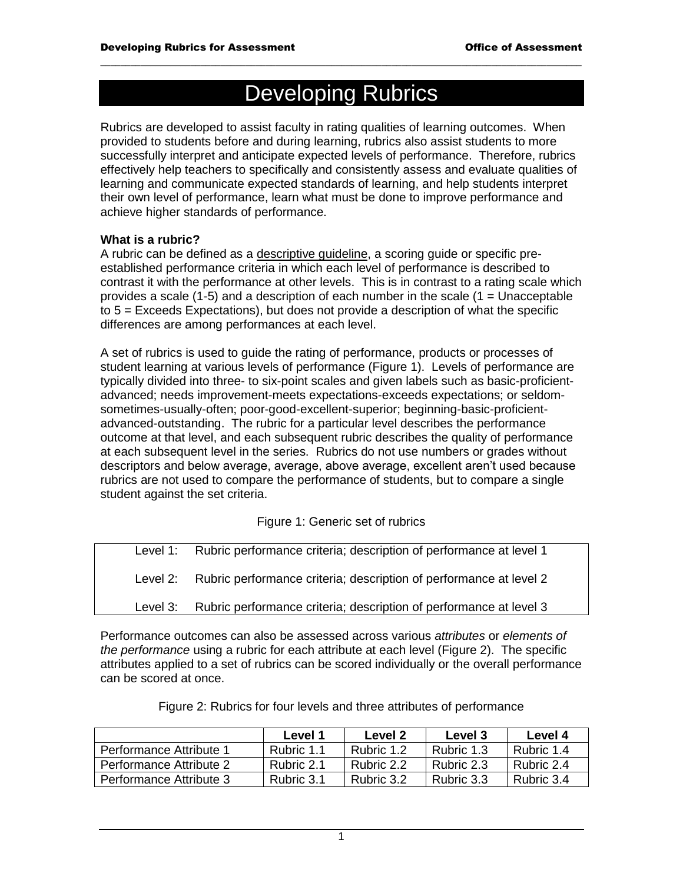# Developing Rubrics

Rubrics are developed to assist faculty in rating qualities of learning outcomes. When provided to students before and during learning, rubrics also assist students to more successfully interpret and anticipate expected levels of performance. Therefore, rubrics effectively help teachers to specifically and consistently assess and evaluate qualities of learning and communicate expected standards of learning, and help students interpret their own level of performance, learn what must be done to improve performance and achieve higher standards of performance.

**What is a rubric?**

A rubric can be defined as a descriptive guideline, a scoring guide or specific pre-established performance criteria in which each level of performance is described to contrast it with the performance at other levels. This is in contrast to a rating scale which provides a scale (1-5) and a description of each number in the scale (1 = Unacceptable to 5 = Exceeds Expectations), but does not provide a description of what the specific differences are among performances at each level.

A set of rubrics is used to guide the rating of performance, products or processes of student learning at various levels of performance (Figure 1). Levels of performance are typically divided into three- to six-point scales and given labels such as basic-proficient-advanced; needs improvement-meets expectations-exceeds expectations; or seldom-sometimes-usually-often; poor-good-excellent-superior; beginning-basic-proficient-advanced-outstanding. The rubric for a particular level describes the performance outcome at that level, and each subsequent rubric describes the quality of performance at each subsequent level in the series. Rubrics do not use numbers or grades without descriptors and below average, average, above average, excellent aren't used because rubrics are not used to compare the performance of students, but to compare a single student against the set criteria.

Figure 1: Generic set of rubrics

| | |
|---|---|
| Level 1: | Rubric performance criteria; description of performance at level 1 |
| Level 2: | Rubric performance criteria; description of performance at level 2 |
| Level 3: | Rubric performance criteria; description of performance at level 3 |

Performance outcomes can also be assessed across various *attributes* or *elements of the performance* using a rubric for each attribute at each level (Figure 2). The specific attributes applied to a set of rubrics can be scored individually or the overall performance can be scored at once.

Figure 2: Rubrics for four levels and three attributes of performance

| | Level 1 | Level 2 | Level 3 | Level 4 |
|---|---|---|---|---|
| Performance Attribute 1 | Rubric 1.1 | Rubric 1.2 | Rubric 1.3 | Rubric 1.4 |
| Performance Attribute 2 | Rubric 2.1 | Rubric 2.2 | Rubric 2.3 | Rubric 2.4 |
| Performance Attribute 3 | Rubric 3.1 | Rubric 3.2 | Rubric 3.3 | Rubric 3.4 |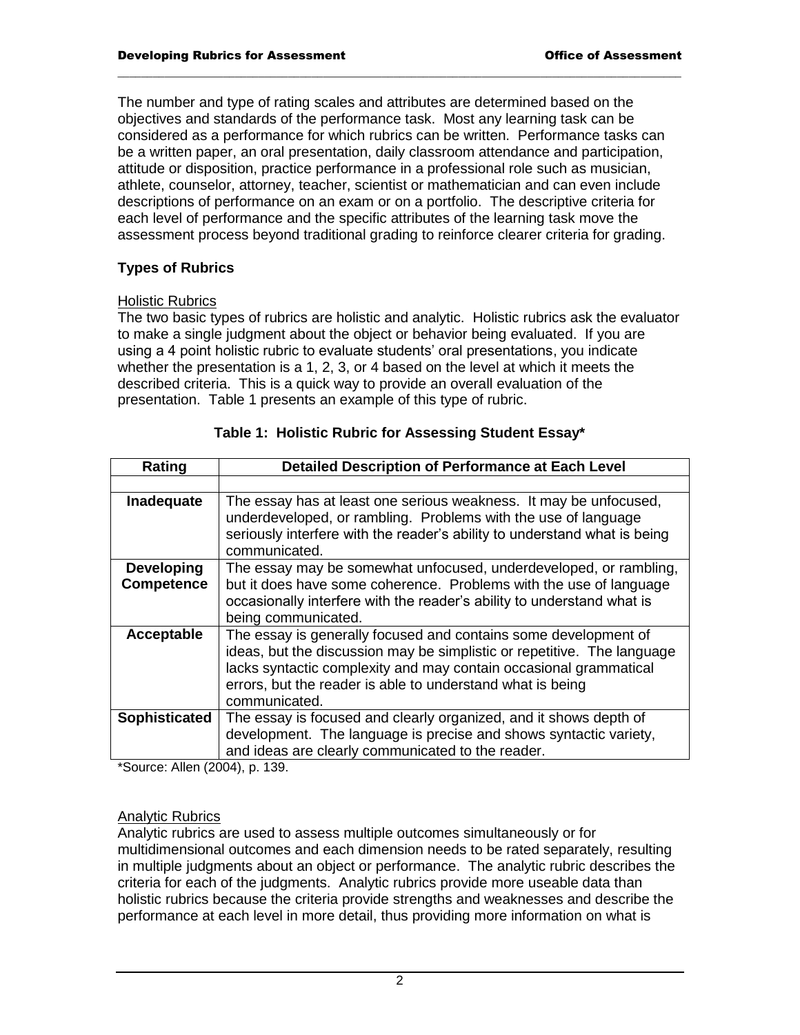The number and type of rating scales and attributes are determined based on the objectives and standards of the performance task. Most any learning task can be considered as a performance for which rubrics can be written. Performance tasks can be a written paper, an oral presentation, daily classroom attendance and participation, attitude or disposition, practice performance in a professional role such as musician, athlete, counselor, attorney, teacher, scientist or mathematician and can even include descriptions of performance on an exam or on a portfolio. The descriptive criteria for each level of performance and the specific attributes of the learning task move the assessment process beyond traditional grading to reinforce clearer criteria for grading.

## Types of Rubrics

### Holistic Rubrics

The two basic types of rubrics are holistic and analytic. Holistic rubrics ask the evaluator to make a single judgment about the object or behavior being evaluated. If you are using a 4 point holistic rubric to evaluate students' oral presentations, you indicate whether the presentation is a 1, 2, 3, or 4 based on the level at which it meets the described criteria. This is a quick way to provide an overall evaluation of the presentation. Table 1 presents an example of this type of rubric.

**Table 1: Holistic Rubric for Assessing Student Essay***

| Rating | Detailed Description of Performance at Each Level |
|---|---|
| | |
| **Inadequate** | The essay has at least one serious weakness. It may be unfocused, underdeveloped, or rambling. Problems with the use of language seriously interfere with the reader's ability to understand what is being communicated. |
| **Developing Competence** | The essay may be somewhat unfocused, underdeveloped, or rambling, but it does have some coherence. Problems with the use of language occasionally interfere with the reader's ability to understand what is being communicated. |
| **Acceptable** | The essay is generally focused and contains some development of ideas, but the discussion may be simplistic or repetitive. The language lacks syntactic complexity and may contain occasional grammatical errors, but the reader is able to understand what is being communicated. |
| **Sophisticated** | The essay is focused and clearly organized, and it shows depth of development. The language is precise and shows syntactic variety, and ideas are clearly communicated to the reader. |

*Source: Allen (2004), p. 139.

### Analytic Rubrics

Analytic rubrics are used to assess multiple outcomes simultaneously or for multidimensional outcomes and each dimension needs to be rated separately, resulting in multiple judgments about an object or performance. The analytic rubric describes the criteria for each of the judgments. Analytic rubrics provide more useable data than holistic rubrics because the criteria provide strengths and weaknesses and describe the performance at each level in more detail, thus providing more information on what is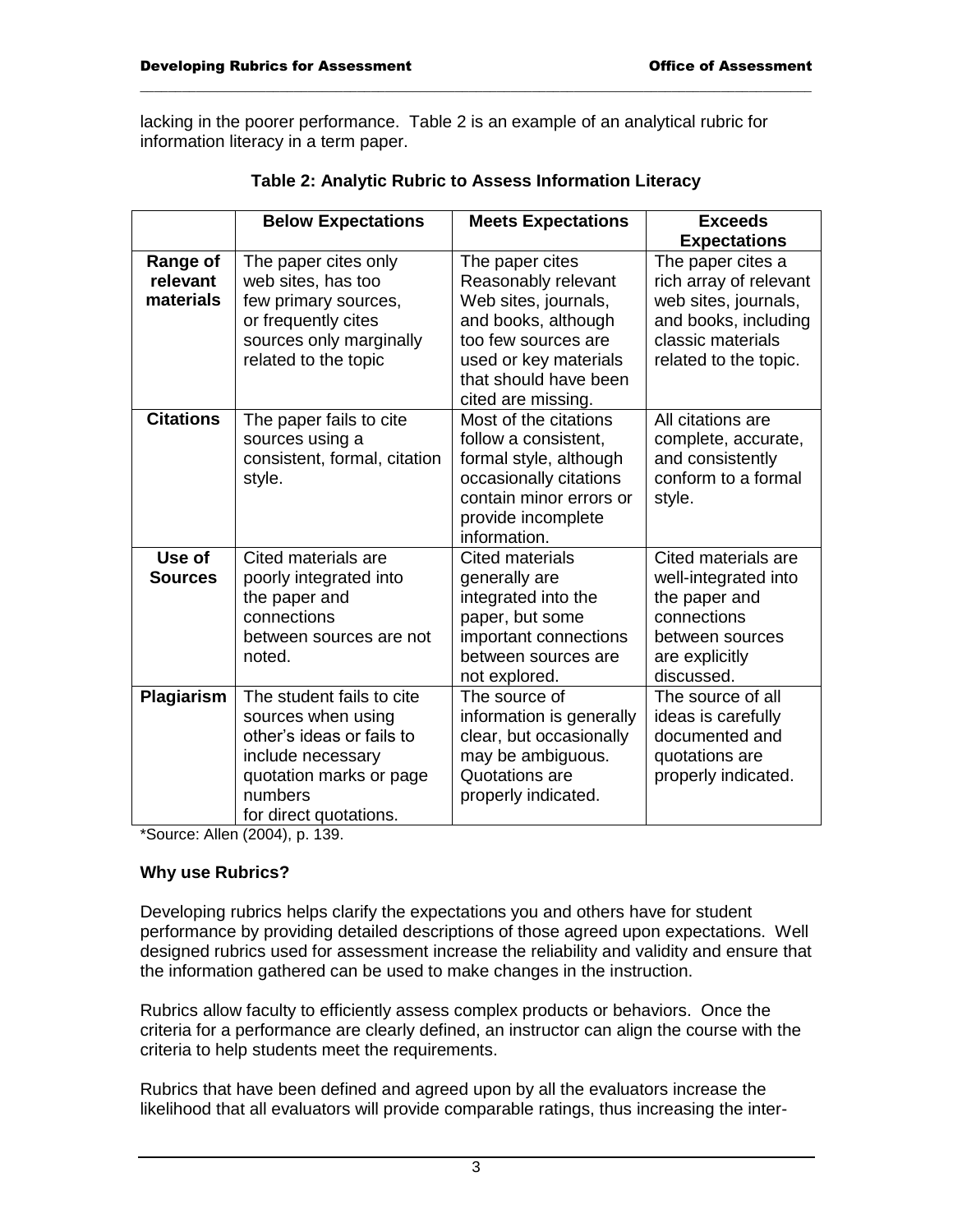lacking in the poorer performance. Table 2 is an example of an analytical rubric for information literacy in a term paper.

**Table 2: Analytic Rubric to Assess Information Literacy**

| | **Below Expectations** | **Meets Expectations** | **Exceeds Expectations** |
|---|---|---|---|
| **Range of relevant materials** | The paper cites only web sites, has too few primary sources, or frequently cites sources only marginally related to the topic | The paper cites Reasonably relevant Web sites, journals, and books, although too few sources are used or key materials that should have been cited are missing. | The paper cites a rich array of relevant web sites, journals, and books, including classic materials related to the topic. |
| **Citations** | The paper fails to cite sources using a consistent, formal, citation style. | Most of the citations follow a consistent, formal style, although occasionally citations contain minor errors or provide incomplete information. | All citations are complete, accurate, and consistently conform to a formal style. |
| **Use of Sources** | Cited materials are poorly integrated into the paper and connections between sources are not noted. | Cited materials generally are integrated into the paper, but some important connections between sources are not explored. | Cited materials are well-integrated into the paper and connections between sources are explicitly discussed. |
| **Plagiarism** | The student fails to cite sources when using other's ideas or fails to include necessary quotation marks or page numbers for direct quotations. | The source of information is generally clear, but occasionally may be ambiguous. Quotations are properly indicated. | The source of all ideas is carefully documented and quotations are properly indicated. |

*Source: Allen (2004), p. 139.

**Why use Rubrics?**

Developing rubrics helps clarify the expectations you and others have for student performance by providing detailed descriptions of those agreed upon expectations. Well designed rubrics used for assessment increase the reliability and validity and ensure that the information gathered can be used to make changes in the instruction.

Rubrics allow faculty to efficiently assess complex products or behaviors. Once the criteria for a performance are clearly defined, an instructor can align the course with the criteria to help students meet the requirements.

Rubrics that have been defined and agreed upon by all the evaluators increase the likelihood that all evaluators will provide comparable ratings, thus increasing the inter-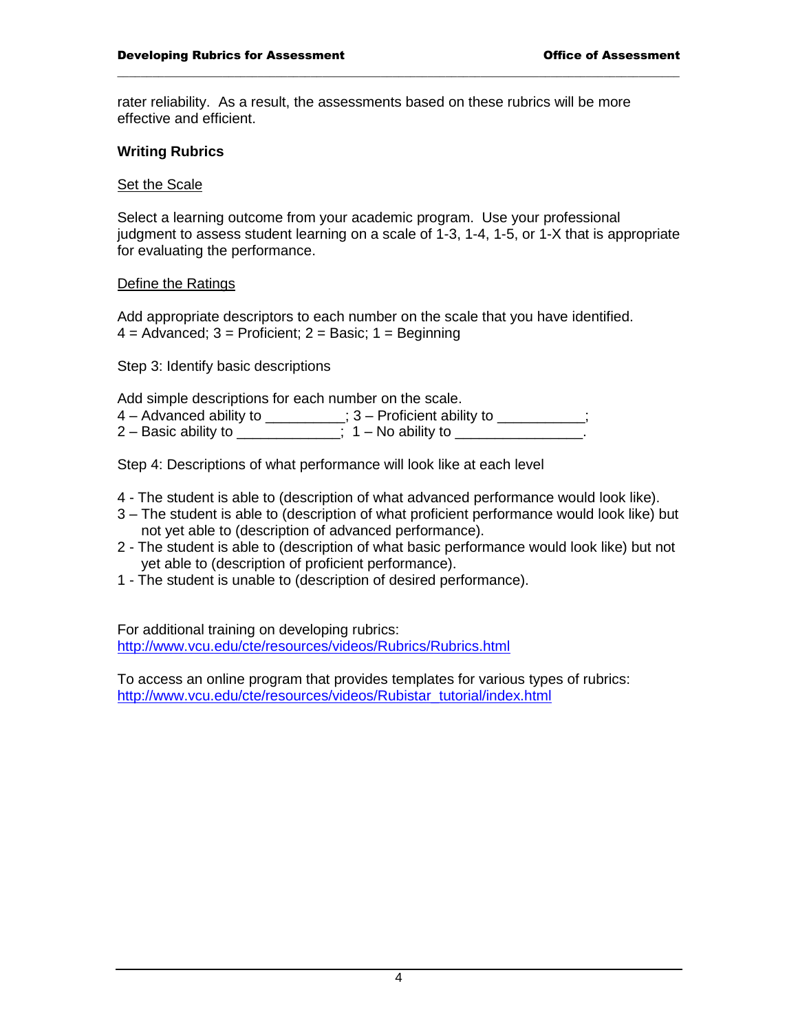rater reliability. As a result, the assessments based on these rubrics will be more effective and efficient.

### Writing Rubrics

<u>Set the Scale</u>

Select a learning outcome from your academic program. Use your professional judgment to assess student learning on a scale of 1-3, 1-4, 1-5, or 1-X that is appropriate for evaluating the performance.

<u>Define the Ratings</u>

Add appropriate descriptors to each number on the scale that you have identified.
4 = Advanced; 3 = Proficient; 2 = Basic; 1 = Beginning

Step 3: Identify basic descriptions

Add simple descriptions for each number on the scale.
4 – Advanced ability to __________; 3 – Proficient ability to ___________;
2 – Basic ability to _____________; 1 – No ability to ________________.

Step 4: Descriptions of what performance will look like at each level

4 - The student is able to (description of what advanced performance would look like).
3 – The student is able to (description of what proficient performance would look like) but not yet able to (description of advanced performance).
2 - The student is able to (description of what basic performance would look like) but not yet able to (description of proficient performance).
1 - The student is unable to (description of desired performance).

For additional training on developing rubrics:
http://www.vcu.edu/cte/resources/videos/Rubrics/Rubrics.html

To access an online program that provides templates for various types of rubrics:
http://www.vcu.edu/cte/resources/videos/Rubistar_tutorial/index.html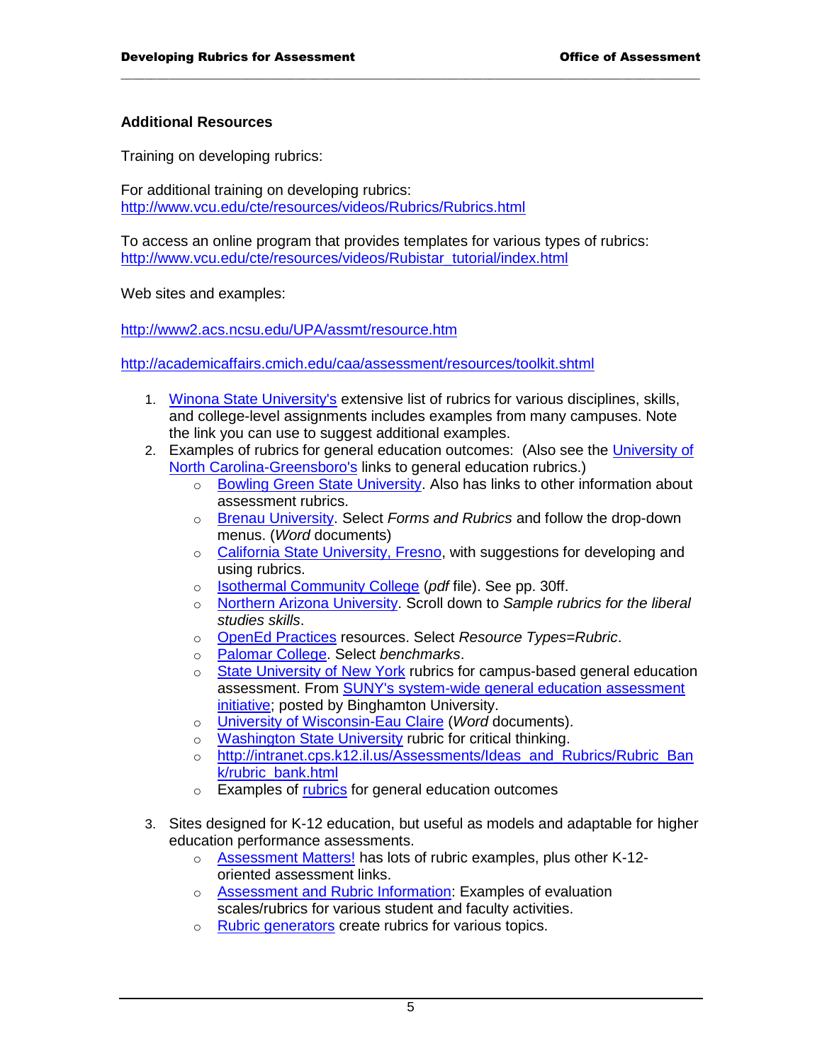**Additional Resources**

Training on developing rubrics:

For additional training on developing rubrics:
http://www.vcu.edu/cte/resources/videos/Rubrics/Rubrics.html

To access an online program that provides templates for various types of rubrics:
http://www.vcu.edu/cte/resources/videos/Rubistar_tutorial/index.html

Web sites and examples:

http://www2.acs.ncsu.edu/UPA/assmt/resource.htm

http://academicaffairs.cmich.edu/caa/assessment/resources/toolkit.shtml

1. Winona State University's extensive list of rubrics for various disciplines, skills, and college-level assignments includes examples from many campuses. Note the link you can use to suggest additional examples.
2. Examples of rubrics for general education outcomes: (Also see the University of North Carolina-Greensboro's links to general education rubrics.)
   - Bowling Green State University. Also has links to other information about assessment rubrics.
   - Brenau University. Select *Forms and Rubrics* and follow the drop-down menus. (*Word* documents)
   - California State University, Fresno, with suggestions for developing and using rubrics.
   - Isothermal Community College (*pdf* file). See pp. 30ff.
   - Northern Arizona University. Scroll down to *Sample rubrics for the liberal studies skills*.
   - OpenEd Practices resources. Select *Resource Types=Rubric*.
   - Palomar College. Select *benchmarks*.
   - State University of New York rubrics for campus-based general education assessment. From SUNY's system-wide general education assessment initiative; posted by Binghamton University.
   - University of Wisconsin-Eau Claire (*Word* documents).
   - Washington State University rubric for critical thinking.
   - http://intranet.cps.k12.il.us/Assessments/Ideas_and_Rubrics/Rubric_Bank/rubric_bank.html
   - Examples of rubrics for general education outcomes

3. Sites designed for K-12 education, but useful as models and adaptable for higher education performance assessments.
   - Assessment Matters! has lots of rubric examples, plus other K-12-oriented assessment links.
   - Assessment and Rubric Information: Examples of evaluation scales/rubrics for various student and faculty activities.
   - Rubric generators create rubrics for various topics.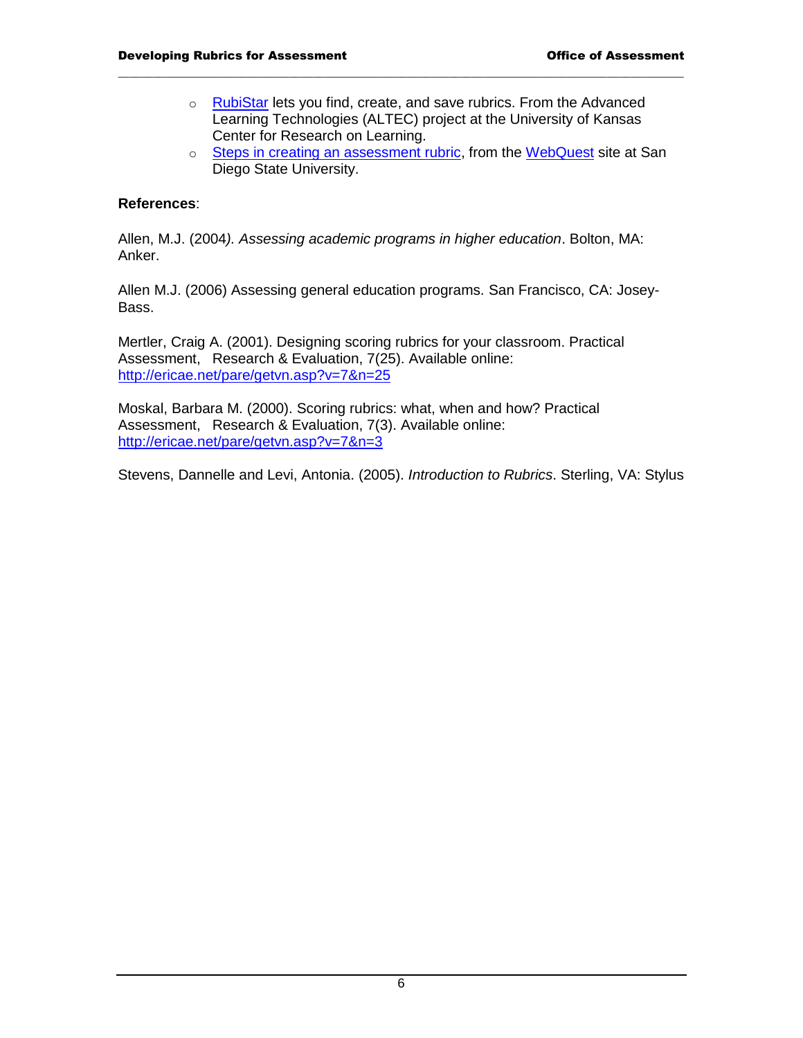- [RubiStar](#) lets you find, create, and save rubrics. From the Advanced Learning Technologies (ALTEC) project at the University of Kansas Center for Research on Learning.
- [Steps in creating an assessment rubric](#), from the [WebQuest](#) site at San Diego State University.

**References**:

Allen, M.J. (2004*). Assessing academic programs in higher education*. Bolton, MA: Anker.

Allen M.J. (2006) Assessing general education programs. San Francisco, CA: Josey-Bass.

Mertler, Craig A. (2001). Designing scoring rubrics for your classroom. Practical Assessment, Research & Evaluation, 7(25). Available online: http://ericae.net/pare/getvn.asp?v=7&n=25

Moskal, Barbara M. (2000). Scoring rubrics: what, when and how? Practical Assessment, Research & Evaluation, 7(3). Available online: http://ericae.net/pare/getvn.asp?v=7&n=3

Stevens, Dannelle and Levi, Antonia. (2005). *Introduction to Rubrics*. Sterling, VA: Stylus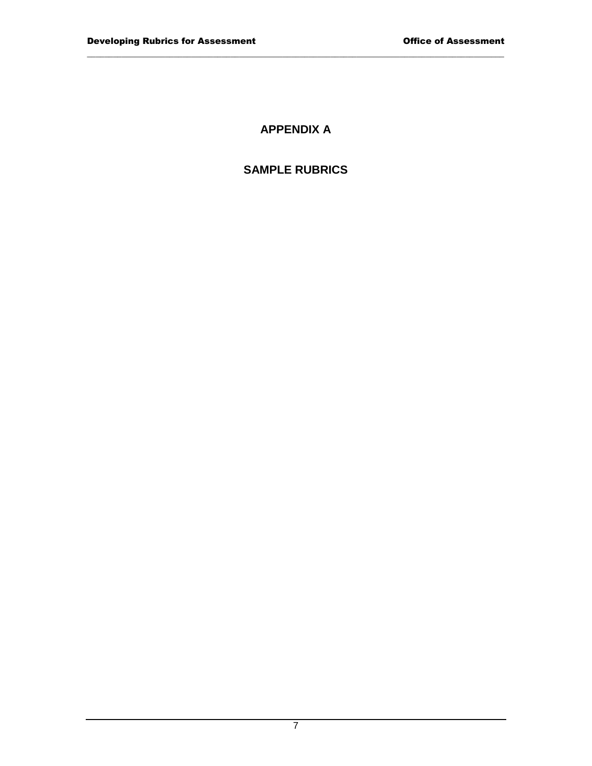# APPENDIX A

## SAMPLE RUBRICS